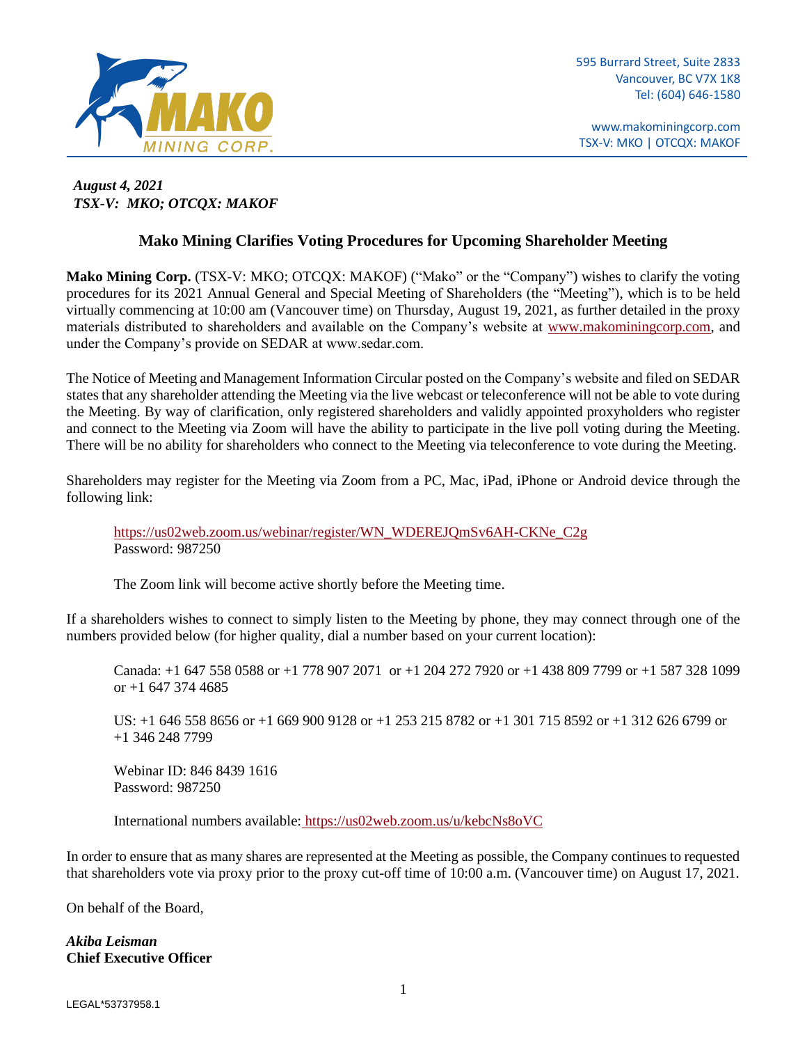595 Burrard Street, Suite 2833
Vancouver, BC V7X 1K8
Tel: (604) 646-1580

www.makominingcorp.com
TSX-V: MKO | OTCQX: MAKOF

***August 4, 2021***
***TSX-V: MKO; OTCQX: MAKOF***

## Mako Mining Clarifies Voting Procedures for Upcoming Shareholder Meeting

**Mako Mining Corp.** (TSX-V: MKO; OTCQX: MAKOF) ("Mako" or the "Company") wishes to clarify the voting procedures for its 2021 Annual General and Special Meeting of Shareholders (the "Meeting"), which is to be held virtually commencing at 10:00 am (Vancouver time) on Thursday, August 19, 2021, as further detailed in the proxy materials distributed to shareholders and available on the Company's website at www.makominingcorp.com, and under the Company's provide on SEDAR at www.sedar.com.

The Notice of Meeting and Management Information Circular posted on the Company's website and filed on SEDAR states that any shareholder attending the Meeting via the live webcast or teleconference will not be able to vote during the Meeting. By way of clarification, only registered shareholders and validly appointed proxyholders who register and connect to the Meeting via Zoom will have the ability to participate in the live poll voting during the Meeting. There will be no ability for shareholders who connect to the Meeting via teleconference to vote during the Meeting.

Shareholders may register for the Meeting via Zoom from a PC, Mac, iPad, iPhone or Android device through the following link:

> https://us02web.zoom.us/webinar/register/WN_WDEREJQmSv6AH-CKNe_C2g
> Password: 987250
>
> The Zoom link will become active shortly before the Meeting time.

If a shareholders wishes to connect to simply listen to the Meeting by phone, they may connect through one of the numbers provided below (for higher quality, dial a number based on your current location):

> Canada: +1 647 558 0588 or +1 778 907 2071 or +1 204 272 7920 or +1 438 809 7799 or +1 587 328 1099 or +1 647 374 4685
>
> US: +1 646 558 8656 or +1 669 900 9128 or +1 253 215 8782 or +1 301 715 8592 or +1 312 626 6799 or +1 346 248 7799
>
> Webinar ID: 846 8439 1616
> Password: 987250
>
> International numbers available: https://us02web.zoom.us/u/kebcNs8oVC

In order to ensure that as many shares are represented at the Meeting as possible, the Company continues to requested that shareholders vote via proxy prior to the proxy cut-off time of 10:00 a.m. (Vancouver time) on August 17, 2021.

On behalf of the Board,

***Akiba Leisman***
**Chief Executive Officer**

LEGAL*53737958.1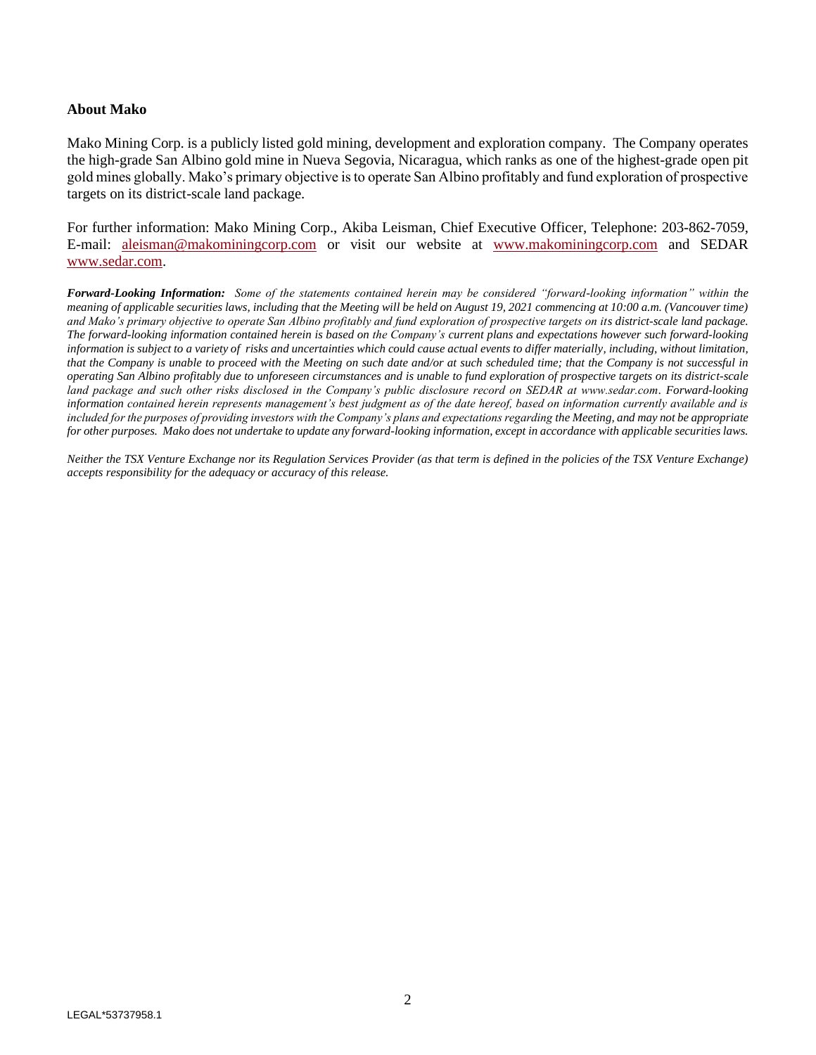**About Mako**

Mako Mining Corp. is a publicly listed gold mining, development and exploration company. The Company operates the high-grade San Albino gold mine in Nueva Segovia, Nicaragua, which ranks as one of the highest-grade open pit gold mines globally. Mako's primary objective is to operate San Albino profitably and fund exploration of prospective targets on its district-scale land package.

For further information: Mako Mining Corp., Akiba Leisman, Chief Executive Officer, Telephone: 203-862-7059, E-mail: aleisman@makominingcorp.com or visit our website at www.makominingcorp.com and SEDAR www.sedar.com.

***Forward-Looking Information:*** *Some of the statements contained herein may be considered "forward-looking information" within the meaning of applicable securities laws, including that the Meeting will be held on August 19, 2021 commencing at 10:00 a.m. (Vancouver time) and Mako's primary objective to operate San Albino profitably and fund exploration of prospective targets on its district-scale land package. The forward-looking information contained herein is based on the Company's current plans and expectations however such forward-looking information is subject to a variety of risks and uncertainties which could cause actual events to differ materially, including, without limitation, that the Company is unable to proceed with the Meeting on such date and/or at such scheduled time; that the Company is not successful in operating San Albino profitably due to unforeseen circumstances and is unable to fund exploration of prospective targets on its district-scale land package and such other risks disclosed in the Company's public disclosure record on SEDAR at www.sedar.com. Forward-looking information contained herein represents management's best judgment as of the date hereof, based on information currently available and is included for the purposes of providing investors with the Company's plans and expectations regarding the Meeting, and may not be appropriate for other purposes. Mako does not undertake to update any forward-looking information, except in accordance with applicable securities laws.*

*Neither the TSX Venture Exchange nor its Regulation Services Provider (as that term is defined in the policies of the TSX Venture Exchange) accepts responsibility for the adequacy or accuracy of this release.*

LEGAL*53737958.1